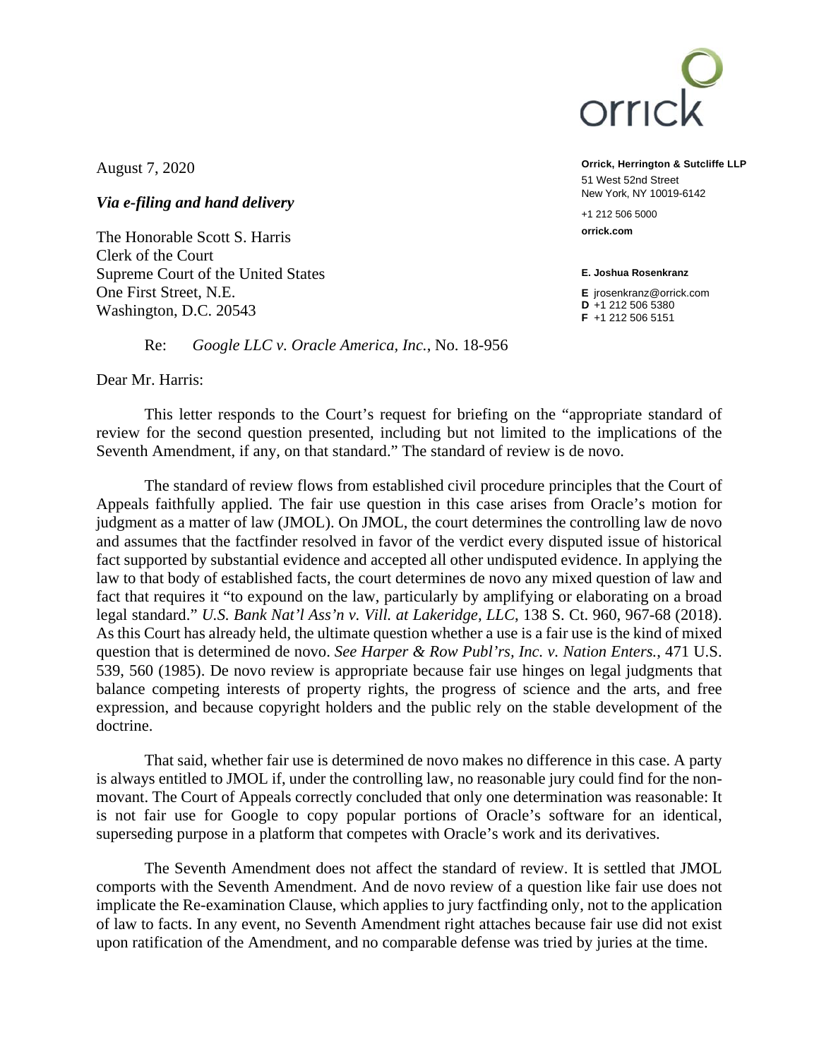orrick

**Orrick, Herrington & Sutcliffe LLP**
51 West 52nd Street
New York, NY 10019-6142

+1 212 506 5000
**orrick.com**

**E. Joshua Rosenkranz**

**E** jrosenkranz@orrick.com
**D** +1 212 506 5380
**F** +1 212 506 5151

August 7, 2020

***Via e-filing and hand delivery***

The Honorable Scott S. Harris
Clerk of the Court
Supreme Court of the United States
One First Street, N.E.
Washington, D.C. 20543

Re: *Google LLC v. Oracle America, Inc.*, No. 18-956

Dear Mr. Harris:

This letter responds to the Court's request for briefing on the "appropriate standard of review for the second question presented, including but not limited to the implications of the Seventh Amendment, if any, on that standard." The standard of review is de novo.

The standard of review flows from established civil procedure principles that the Court of Appeals faithfully applied. The fair use question in this case arises from Oracle's motion for judgment as a matter of law (JMOL). On JMOL, the court determines the controlling law de novo and assumes that the factfinder resolved in favor of the verdict every disputed issue of historical fact supported by substantial evidence and accepted all other undisputed evidence. In applying the law to that body of established facts, the court determines de novo any mixed question of law and fact that requires it "to expound on the law, particularly by amplifying or elaborating on a broad legal standard." *U.S. Bank Nat'l Ass'n v. Vill. at Lakeridge, LLC*, 138 S. Ct. 960, 967-68 (2018). As this Court has already held, the ultimate question whether a use is a fair use is the kind of mixed question that is determined de novo. *See Harper & Row Publ'rs, Inc. v. Nation Enters.*, 471 U.S. 539, 560 (1985). De novo review is appropriate because fair use hinges on legal judgments that balance competing interests of property rights, the progress of science and the arts, and free expression, and because copyright holders and the public rely on the stable development of the doctrine.

That said, whether fair use is determined de novo makes no difference in this case. A party is always entitled to JMOL if, under the controlling law, no reasonable jury could find for the non-movant. The Court of Appeals correctly concluded that only one determination was reasonable: It is not fair use for Google to copy popular portions of Oracle's software for an identical, superseding purpose in a platform that competes with Oracle's work and its derivatives.

The Seventh Amendment does not affect the standard of review. It is settled that JMOL comports with the Seventh Amendment. And de novo review of a question like fair use does not implicate the Re-examination Clause, which applies to jury factfinding only, not to the application of law to facts. In any event, no Seventh Amendment right attaches because fair use did not exist upon ratification of the Amendment, and no comparable defense was tried by juries at the time.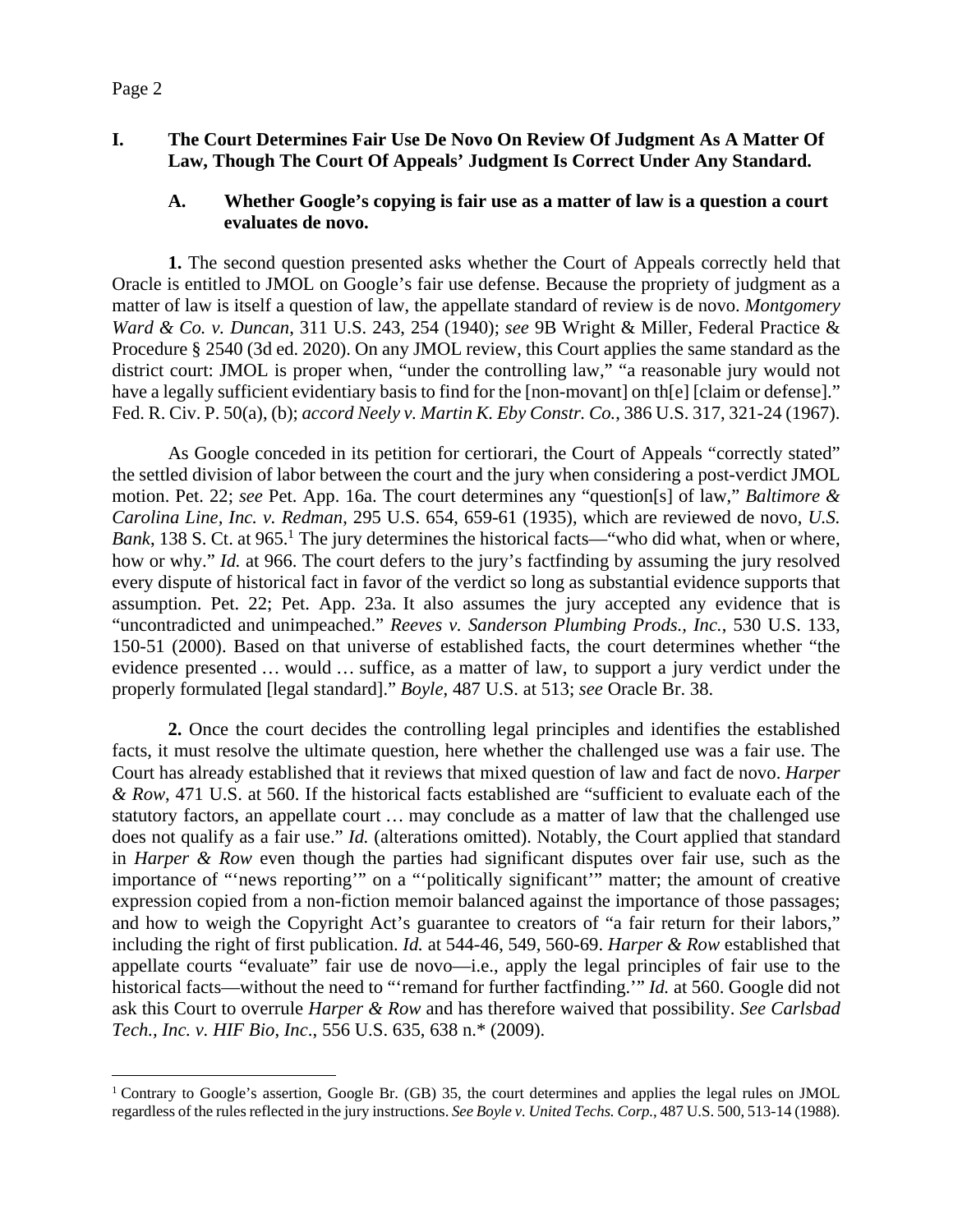## I. The Court Determines Fair Use De Novo On Review Of Judgment As A Matter Of Law, Though The Court Of Appeals' Judgment Is Correct Under Any Standard.

### A. Whether Google's copying is fair use as a matter of law is a question a court evaluates de novo.

**1.** The second question presented asks whether the Court of Appeals correctly held that Oracle is entitled to JMOL on Google's fair use defense. Because the propriety of judgment as a matter of law is itself a question of law, the appellate standard of review is de novo. *Montgomery Ward & Co. v. Duncan*, 311 U.S. 243, 254 (1940); *see* 9B Wright & Miller, Federal Practice & Procedure § 2540 (3d ed. 2020). On any JMOL review, this Court applies the same standard as the district court: JMOL is proper when, "under the controlling law," "a reasonable jury would not have a legally sufficient evidentiary basis to find for the [non-movant] on th[e] [claim or defense]." Fed. R. Civ. P. 50(a), (b); *accord Neely v. Martin K. Eby Constr. Co.*, 386 U.S. 317, 321-24 (1967).

As Google conceded in its petition for certiorari, the Court of Appeals "correctly stated" the settled division of labor between the court and the jury when considering a post-verdict JMOL motion. Pet. 22; *see* Pet. App. 16a. The court determines any "question[s] of law," *Baltimore & Carolina Line, Inc. v. Redman*, 295 U.S. 654, 659-61 (1935), which are reviewed de novo, *U.S. Bank*, 138 S. Ct. at 965.[1] The jury determines the historical facts—"who did what, when or where, how or why." *Id.* at 966. The court defers to the jury's factfinding by assuming the jury resolved every dispute of historical fact in favor of the verdict so long as substantial evidence supports that assumption. Pet. 22; Pet. App. 23a. It also assumes the jury accepted any evidence that is "uncontradicted and unimpeached." *Reeves v. Sanderson Plumbing Prods., Inc.*, 530 U.S. 133, 150-51 (2000). Based on that universe of established facts, the court determines whether "the evidence presented … would … suffice, as a matter of law, to support a jury verdict under the properly formulated [legal standard]." *Boyle*, 487 U.S. at 513; *see* Oracle Br. 38.

**2.** Once the court decides the controlling legal principles and identifies the established facts, it must resolve the ultimate question, here whether the challenged use was a fair use. The Court has already established that it reviews that mixed question of law and fact de novo. *Harper & Row*, 471 U.S. at 560. If the historical facts established are "sufficient to evaluate each of the statutory factors, an appellate court … may conclude as a matter of law that the challenged use does not qualify as a fair use." *Id.* (alterations omitted). Notably, the Court applied that standard in *Harper & Row* even though the parties had significant disputes over fair use, such as the importance of "'news reporting'" on a "'politically significant'" matter; the amount of creative expression copied from a non-fiction memoir balanced against the importance of those passages; and how to weigh the Copyright Act's guarantee to creators of "a fair return for their labors," including the right of first publication. *Id.* at 544-46, 549, 560-69. *Harper & Row* established that appellate courts "evaluate" fair use de novo—i.e., apply the legal principles of fair use to the historical facts—without the need to "'remand for further factfinding.'" *Id.* at 560. Google did not ask this Court to overrule *Harper & Row* and has therefore waived that possibility. *See Carlsbad Tech., Inc. v. HIF Bio, Inc.*, 556 U.S. 635, 638 n.* (2009).

---

[1] Contrary to Google's assertion, Google Br. (GB) 35, the court determines and applies the legal rules on JMOL regardless of the rules reflected in the jury instructions. *See Boyle v. United Techs. Corp.*, 487 U.S. 500, 513-14 (1988).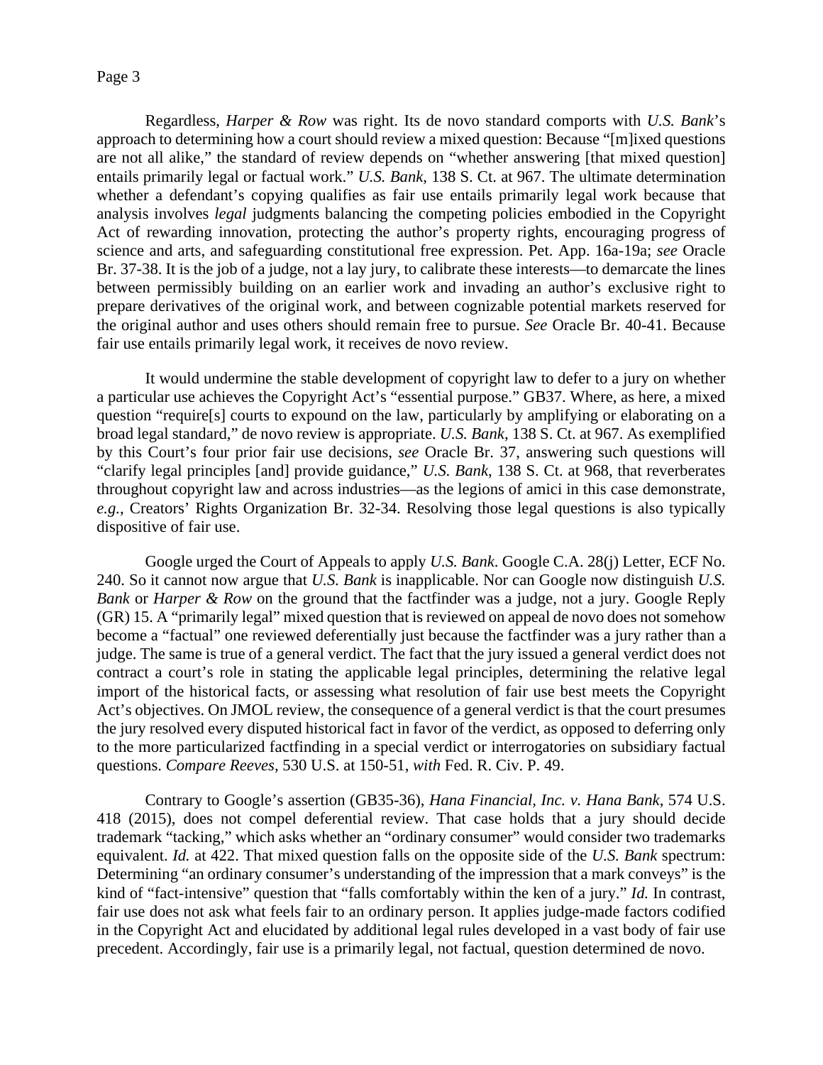Regardless, *Harper & Row* was right. Its de novo standard comports with *U.S. Bank*'s approach to determining how a court should review a mixed question: Because "[m]ixed questions are not all alike," the standard of review depends on "whether answering [that mixed question] entails primarily legal or factual work." *U.S. Bank*, 138 S. Ct. at 967. The ultimate determination whether a defendant's copying qualifies as fair use entails primarily legal work because that analysis involves *legal* judgments balancing the competing policies embodied in the Copyright Act of rewarding innovation, protecting the author's property rights, encouraging progress of science and arts, and safeguarding constitutional free expression. Pet. App. 16a-19a; *see* Oracle Br. 37-38. It is the job of a judge, not a lay jury, to calibrate these interests—to demarcate the lines between permissibly building on an earlier work and invading an author's exclusive right to prepare derivatives of the original work, and between cognizable potential markets reserved for the original author and uses others should remain free to pursue. *See* Oracle Br. 40-41. Because fair use entails primarily legal work, it receives de novo review.

It would undermine the stable development of copyright law to defer to a jury on whether a particular use achieves the Copyright Act's "essential purpose." GB37. Where, as here, a mixed question "require[s] courts to expound on the law, particularly by amplifying or elaborating on a broad legal standard," de novo review is appropriate. *U.S. Bank*, 138 S. Ct. at 967. As exemplified by this Court's four prior fair use decisions, *see* Oracle Br. 37, answering such questions will "clarify legal principles [and] provide guidance," *U.S. Bank*, 138 S. Ct. at 968, that reverberates throughout copyright law and across industries—as the legions of amici in this case demonstrate, *e.g.*, Creators' Rights Organization Br. 32-34. Resolving those legal questions is also typically dispositive of fair use.

Google urged the Court of Appeals to apply *U.S. Bank*. Google C.A. 28(j) Letter, ECF No. 240. So it cannot now argue that *U.S. Bank* is inapplicable. Nor can Google now distinguish *U.S. Bank* or *Harper & Row* on the ground that the factfinder was a judge, not a jury. Google Reply (GR) 15. A "primarily legal" mixed question that is reviewed on appeal de novo does not somehow become a "factual" one reviewed deferentially just because the factfinder was a jury rather than a judge. The same is true of a general verdict. The fact that the jury issued a general verdict does not contract a court's role in stating the applicable legal principles, determining the relative legal import of the historical facts, or assessing what resolution of fair use best meets the Copyright Act's objectives. On JMOL review, the consequence of a general verdict is that the court presumes the jury resolved every disputed historical fact in favor of the verdict, as opposed to deferring only to the more particularized factfinding in a special verdict or interrogatories on subsidiary factual questions. *Compare Reeves*, 530 U.S. at 150-51, *with* Fed. R. Civ. P. 49.

Contrary to Google's assertion (GB35-36), *Hana Financial, Inc. v. Hana Bank*, 574 U.S. 418 (2015), does not compel deferential review. That case holds that a jury should decide trademark "tacking," which asks whether an "ordinary consumer" would consider two trademarks equivalent. *Id.* at 422. That mixed question falls on the opposite side of the *U.S. Bank* spectrum: Determining "an ordinary consumer's understanding of the impression that a mark conveys" is the kind of "fact-intensive" question that "falls comfortably within the ken of a jury." *Id.* In contrast, fair use does not ask what feels fair to an ordinary person. It applies judge-made factors codified in the Copyright Act and elucidated by additional legal rules developed in a vast body of fair use precedent. Accordingly, fair use is a primarily legal, not factual, question determined de novo.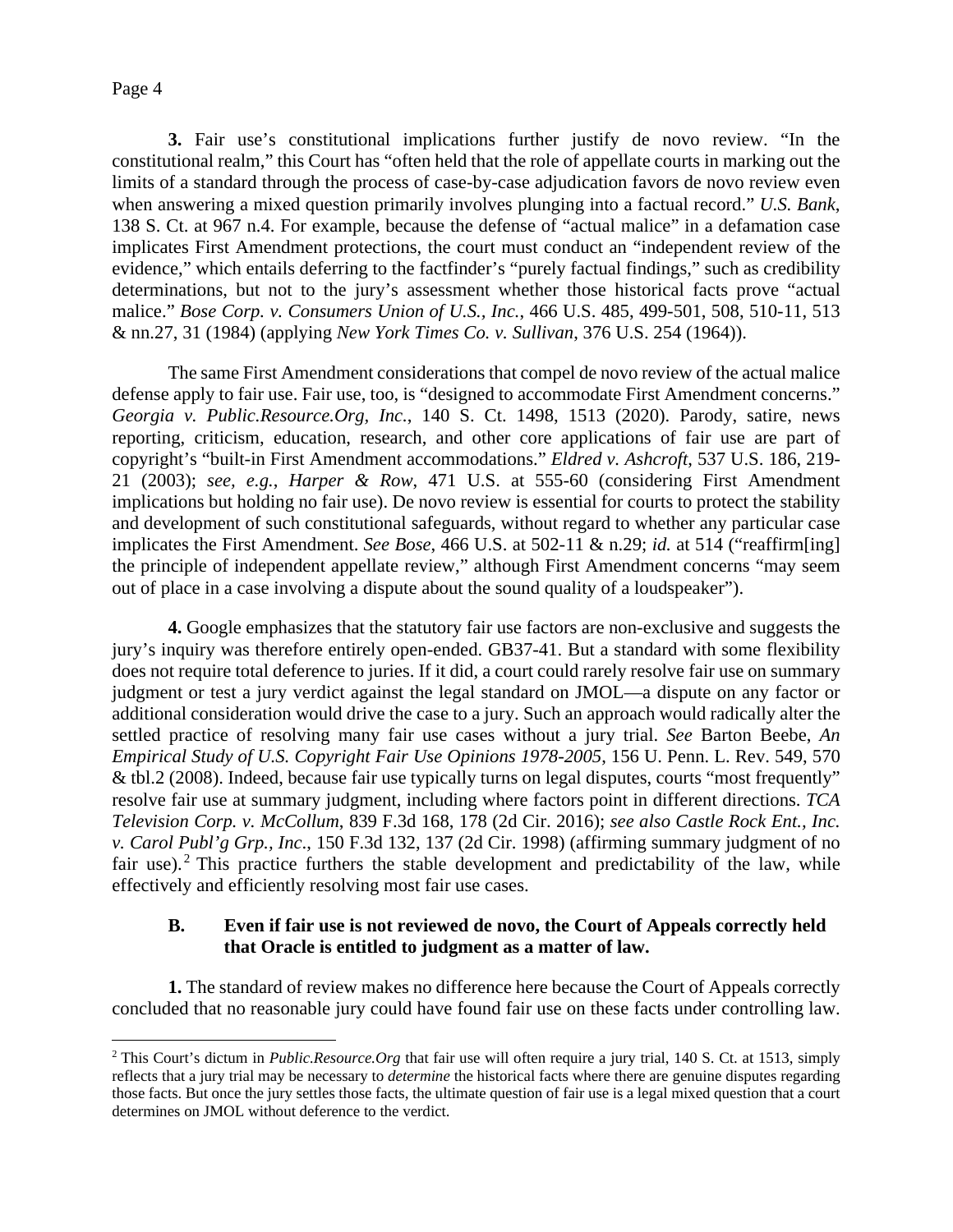**3.** Fair use's constitutional implications further justify de novo review. "In the constitutional realm," this Court has "often held that the role of appellate courts in marking out the limits of a standard through the process of case-by-case adjudication favors de novo review even when answering a mixed question primarily involves plunging into a factual record." *U.S. Bank*, 138 S. Ct. at 967 n.4. For example, because the defense of "actual malice" in a defamation case implicates First Amendment protections, the court must conduct an "independent review of the evidence," which entails deferring to the factfinder's "purely factual findings," such as credibility determinations, but not to the jury's assessment whether those historical facts prove "actual malice." *Bose Corp. v. Consumers Union of U.S., Inc.*, 466 U.S. 485, 499-501, 508, 510-11, 513 & nn.27, 31 (1984) (applying *New York Times Co. v. Sullivan*, 376 U.S. 254 (1964)).

The same First Amendment considerations that compel de novo review of the actual malice defense apply to fair use. Fair use, too, is "designed to accommodate First Amendment concerns." *Georgia v. Public.Resource.Org, Inc.*, 140 S. Ct. 1498, 1513 (2020). Parody, satire, news reporting, criticism, education, research, and other core applications of fair use are part of copyright's "built-in First Amendment accommodations." *Eldred v. Ashcroft*, 537 U.S. 186, 219-21 (2003); *see, e.g.*, *Harper & Row*, 471 U.S. at 555-60 (considering First Amendment implications but holding no fair use). De novo review is essential for courts to protect the stability and development of such constitutional safeguards, without regard to whether any particular case implicates the First Amendment. *See Bose*, 466 U.S. at 502-11 & n.29; *id.* at 514 ("reaffirm[ing] the principle of independent appellate review," although First Amendment concerns "may seem out of place in a case involving a dispute about the sound quality of a loudspeaker").

**4.** Google emphasizes that the statutory fair use factors are non-exclusive and suggests the jury's inquiry was therefore entirely open-ended. GB37-41. But a standard with some flexibility does not require total deference to juries. If it did, a court could rarely resolve fair use on summary judgment or test a jury verdict against the legal standard on JMOL—a dispute on any factor or additional consideration would drive the case to a jury. Such an approach would radically alter the settled practice of resolving many fair use cases without a jury trial. *See* Barton Beebe, *An Empirical Study of U.S. Copyright Fair Use Opinions 1978-2005*, 156 U. Penn. L. Rev. 549, 570 & tbl.2 (2008). Indeed, because fair use typically turns on legal disputes, courts "most frequently" resolve fair use at summary judgment, including where factors point in different directions. *TCA Television Corp. v. McCollum*, 839 F.3d 168, 178 (2d Cir. 2016); *see also Castle Rock Ent., Inc. v. Carol Publ'g Grp., Inc.*, 150 F.3d 132, 137 (2d Cir. 1998) (affirming summary judgment of no fair use).[2] This practice furthers the stable development and predictability of the law, while effectively and efficiently resolving most fair use cases.

### B. Even if fair use is not reviewed de novo, the Court of Appeals correctly held that Oracle is entitled to judgment as a matter of law.

**1.** The standard of review makes no difference here because the Court of Appeals correctly concluded that no reasonable jury could have found fair use on these facts under controlling law.

[2] This Court's dictum in *Public.Resource.Org* that fair use will often require a jury trial, 140 S. Ct. at 1513, simply reflects that a jury trial may be necessary to *determine* the historical facts where there are genuine disputes regarding those facts. But once the jury settles those facts, the ultimate question of fair use is a legal mixed question that a court determines on JMOL without deference to the verdict.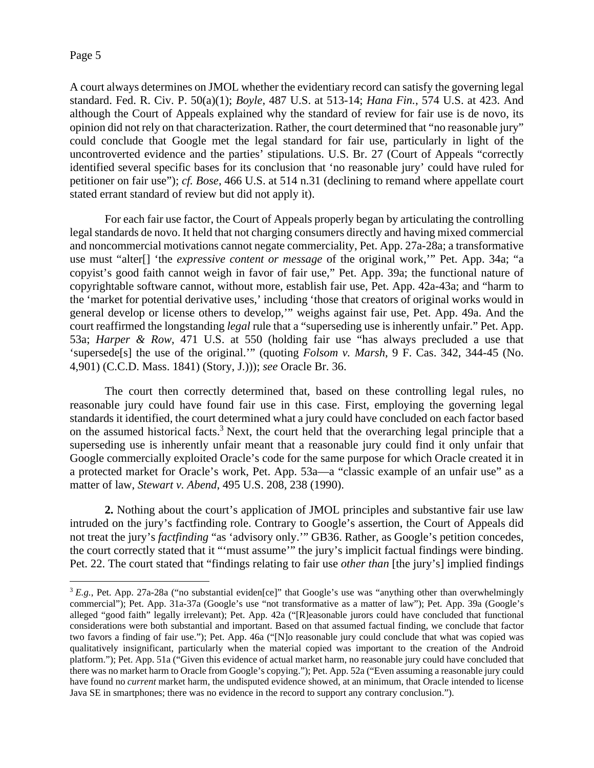A court always determines on JMOL whether the evidentiary record can satisfy the governing legal standard. Fed. R. Civ. P. 50(a)(1); *Boyle*, 487 U.S. at 513-14; *Hana Fin.*, 574 U.S. at 423. And although the Court of Appeals explained why the standard of review for fair use is de novo, its opinion did not rely on that characterization. Rather, the court determined that "no reasonable jury" could conclude that Google met the legal standard for fair use, particularly in light of the uncontroverted evidence and the parties' stipulations. U.S. Br. 27 (Court of Appeals "correctly identified several specific bases for its conclusion that 'no reasonable jury' could have ruled for petitioner on fair use"); *cf. Bose*, 466 U.S. at 514 n.31 (declining to remand where appellate court stated errant standard of review but did not apply it).

For each fair use factor, the Court of Appeals properly began by articulating the controlling legal standards de novo. It held that not charging consumers directly and having mixed commercial and noncommercial motivations cannot negate commerciality, Pet. App. 27a-28a; a transformative use must "alter[] 'the *expressive content or message* of the original work,'" Pet. App. 34a; "a copyist's good faith cannot weigh in favor of fair use," Pet. App. 39a; the functional nature of copyrightable software cannot, without more, establish fair use, Pet. App. 42a-43a; and "harm to the 'market for potential derivative uses,' including 'those that creators of original works would in general develop or license others to develop,'" weighs against fair use, Pet. App. 49a. And the court reaffirmed the longstanding *legal* rule that a "superseding use is inherently unfair." Pet. App. 53a; *Harper & Row*, 471 U.S. at 550 (holding fair use "has always precluded a use that 'supersede[s] the use of the original.'" (quoting *Folsom v. Marsh*, 9 F. Cas. 342, 344-45 (No. 4,901) (C.C.D. Mass. 1841) (Story, J.))); *see* Oracle Br. 36.

The court then correctly determined that, based on these controlling legal rules, no reasonable jury could have found fair use in this case. First, employing the governing legal standards it identified, the court determined what a jury could have concluded on each factor based on the assumed historical facts.[3] Next, the court held that the overarching legal principle that a superseding use is inherently unfair meant that a reasonable jury could find it only unfair that Google commercially exploited Oracle's code for the same purpose for which Oracle created it in a protected market for Oracle's work, Pet. App. 53a—a "classic example of an unfair use" as a matter of law, *Stewart v. Abend*, 495 U.S. 208, 238 (1990).

**2.** Nothing about the court's application of JMOL principles and substantive fair use law intruded on the jury's factfinding role. Contrary to Google's assertion, the Court of Appeals did not treat the jury's *factfinding* "as 'advisory only.'" GB36. Rather, as Google's petition concedes, the court correctly stated that it "'must assume'" the jury's implicit factual findings were binding. Pet. 22. The court stated that "findings relating to fair use *other than* [the jury's] implied findings

---

[3] *E.g.*, Pet. App. 27a-28a ("no substantial eviden[ce]" that Google's use was "anything other than overwhelmingly commercial"); Pet. App. 31a-37a (Google's use "not transformative as a matter of law"); Pet. App. 39a (Google's alleged "good faith" legally irrelevant); Pet. App. 42a ("[R]easonable jurors could have concluded that functional considerations were both substantial and important. Based on that assumed factual finding, we conclude that factor two favors a finding of fair use."); Pet. App. 46a ("[N]o reasonable jury could conclude that what was copied was qualitatively insignificant, particularly when the material copied was important to the creation of the Android platform."); Pet. App. 51a ("Given this evidence of actual market harm, no reasonable jury could have concluded that there was no market harm to Oracle from Google's copying."); Pet. App. 52a ("Even assuming a reasonable jury could have found no *current* market harm, the undisputed evidence showed, at an minimum, that Oracle intended to license Java SE in smartphones; there was no evidence in the record to support any contrary conclusion.").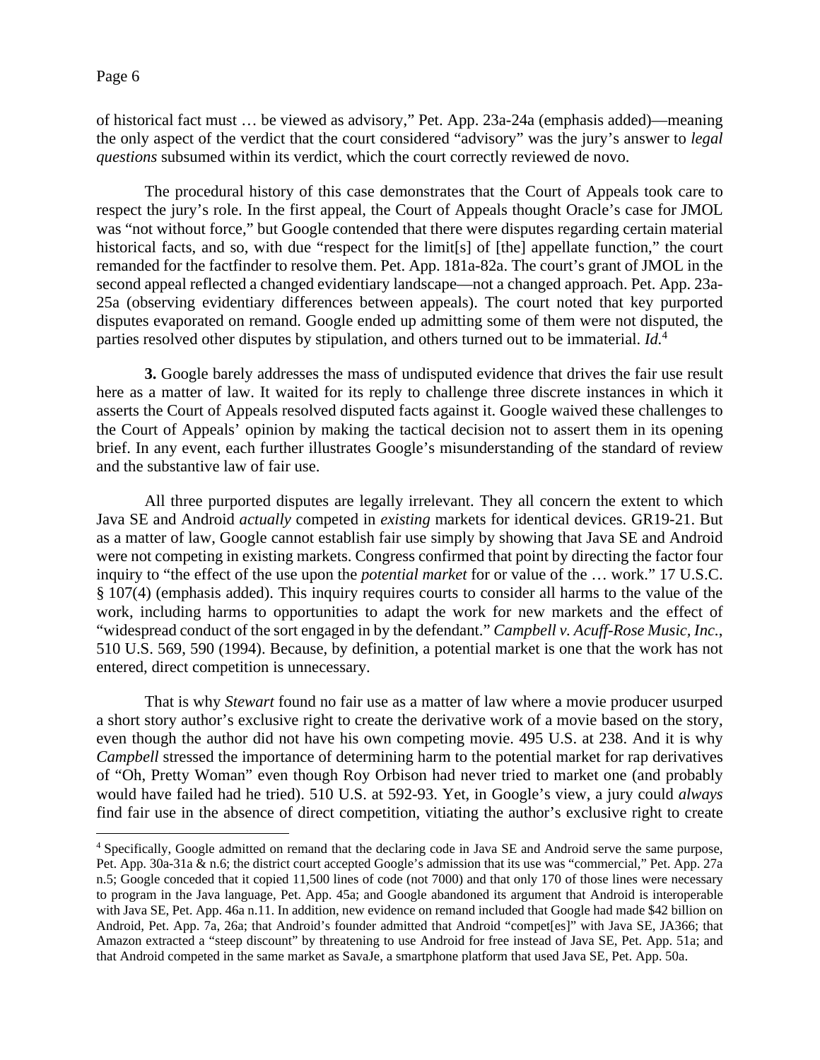of historical fact must … be viewed as advisory," Pet. App. 23a-24a (emphasis added)—meaning the only aspect of the verdict that the court considered "advisory" was the jury's answer to *legal questions* subsumed within its verdict, which the court correctly reviewed de novo.

The procedural history of this case demonstrates that the Court of Appeals took care to respect the jury's role. In the first appeal, the Court of Appeals thought Oracle's case for JMOL was "not without force," but Google contended that there were disputes regarding certain material historical facts, and so, with due "respect for the limit[s] of [the] appellate function," the court remanded for the factfinder to resolve them. Pet. App. 181a-82a. The court's grant of JMOL in the second appeal reflected a changed evidentiary landscape—not a changed approach. Pet. App. 23a-25a (observing evidentiary differences between appeals). The court noted that key purported disputes evaporated on remand. Google ended up admitting some of them were not disputed, the parties resolved other disputes by stipulation, and others turned out to be immaterial. *Id.*[4]

**3.** Google barely addresses the mass of undisputed evidence that drives the fair use result here as a matter of law. It waited for its reply to challenge three discrete instances in which it asserts the Court of Appeals resolved disputed facts against it. Google waived these challenges to the Court of Appeals' opinion by making the tactical decision not to assert them in its opening brief. In any event, each further illustrates Google's misunderstanding of the standard of review and the substantive law of fair use.

All three purported disputes are legally irrelevant. They all concern the extent to which Java SE and Android *actually* competed in *existing* markets for identical devices. GR19-21. But as a matter of law, Google cannot establish fair use simply by showing that Java SE and Android were not competing in existing markets. Congress confirmed that point by directing the factor four inquiry to "the effect of the use upon the *potential market* for or value of the … work." 17 U.S.C. § 107(4) (emphasis added). This inquiry requires courts to consider all harms to the value of the work, including harms to opportunities to adapt the work for new markets and the effect of "widespread conduct of the sort engaged in by the defendant." *Campbell v. Acuff-Rose Music, Inc.*, 510 U.S. 569, 590 (1994). Because, by definition, a potential market is one that the work has not entered, direct competition is unnecessary.

That is why *Stewart* found no fair use as a matter of law where a movie producer usurped a short story author's exclusive right to create the derivative work of a movie based on the story, even though the author did not have his own competing movie. 495 U.S. at 238. And it is why *Campbell* stressed the importance of determining harm to the potential market for rap derivatives of "Oh, Pretty Woman" even though Roy Orbison had never tried to market one (and probably would have failed had he tried). 510 U.S. at 592-93. Yet, in Google's view, a jury could *always* find fair use in the absence of direct competition, vitiating the author's exclusive right to create

---

[4] Specifically, Google admitted on remand that the declaring code in Java SE and Android serve the same purpose, Pet. App. 30a-31a & n.6; the district court accepted Google's admission that its use was "commercial," Pet. App. 27a n.5; Google conceded that it copied 11,500 lines of code (not 7000) and that only 170 of those lines were necessary to program in the Java language, Pet. App. 45a; and Google abandoned its argument that Android is interoperable with Java SE, Pet. App. 46a n.11. In addition, new evidence on remand included that Google had made $42 billion on Android, Pet. App. 7a, 26a; that Android's founder admitted that Android "compet[es]" with Java SE, JA366; that Amazon extracted a "steep discount" by threatening to use Android for free instead of Java SE, Pet. App. 51a; and that Android competed in the same market as SavaJe, a smartphone platform that used Java SE, Pet. App. 50a.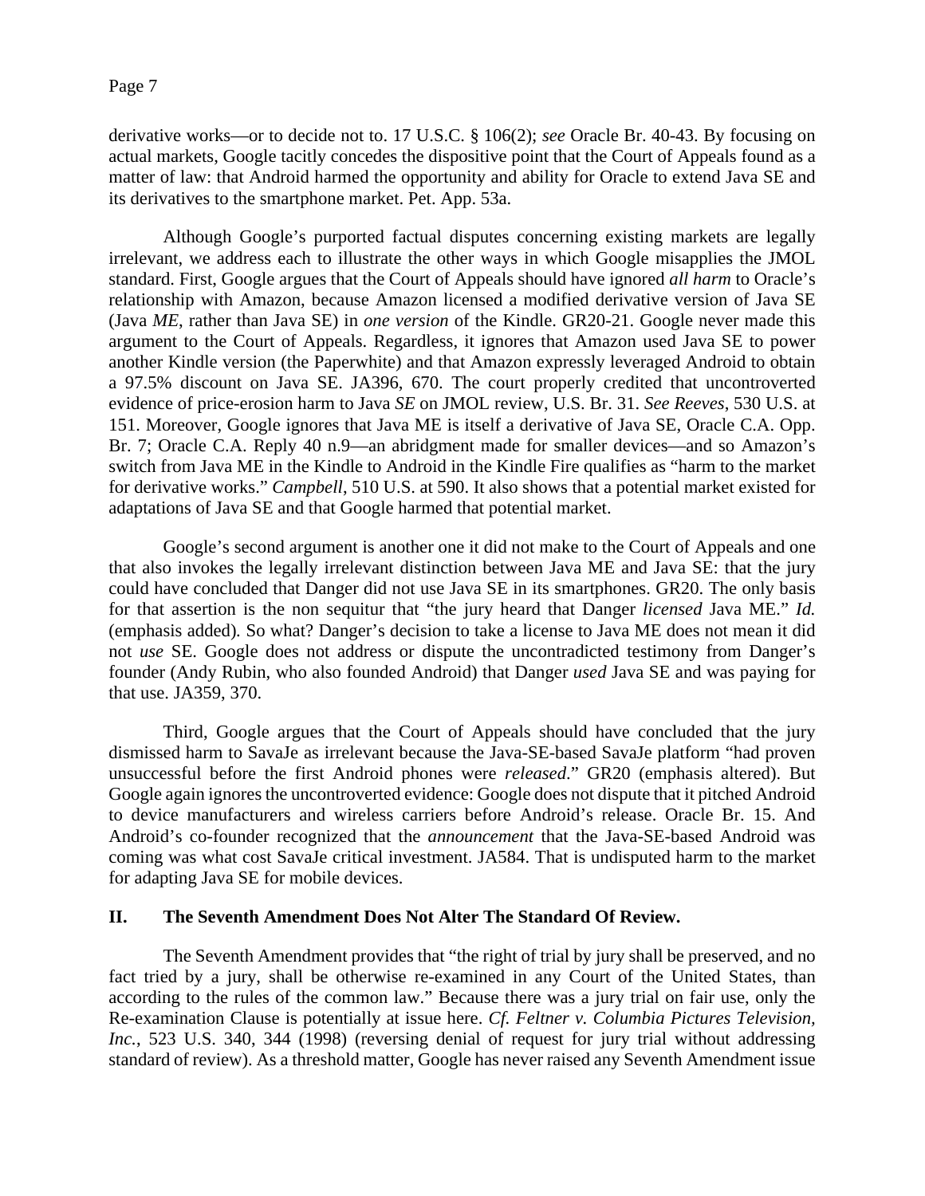derivative works—or to decide not to. 17 U.S.C. § 106(2); *see* Oracle Br. 40-43. By focusing on actual markets, Google tacitly concedes the dispositive point that the Court of Appeals found as a matter of law: that Android harmed the opportunity and ability for Oracle to extend Java SE and its derivatives to the smartphone market. Pet. App. 53a.

Although Google's purported factual disputes concerning existing markets are legally irrelevant, we address each to illustrate the other ways in which Google misapplies the JMOL standard. First, Google argues that the Court of Appeals should have ignored *all harm* to Oracle's relationship with Amazon, because Amazon licensed a modified derivative version of Java SE (Java *ME*, rather than Java SE) in *one version* of the Kindle. GR20-21. Google never made this argument to the Court of Appeals. Regardless, it ignores that Amazon used Java SE to power another Kindle version (the Paperwhite) and that Amazon expressly leveraged Android to obtain a 97.5% discount on Java SE. JA396, 670. The court properly credited that uncontroverted evidence of price-erosion harm to Java *SE* on JMOL review, U.S. Br. 31. *See Reeves*, 530 U.S. at 151. Moreover, Google ignores that Java ME is itself a derivative of Java SE, Oracle C.A. Opp. Br. 7; Oracle C.A. Reply 40 n.9—an abridgment made for smaller devices—and so Amazon's switch from Java ME in the Kindle to Android in the Kindle Fire qualifies as "harm to the market for derivative works." *Campbell*, 510 U.S. at 590. It also shows that a potential market existed for adaptations of Java SE and that Google harmed that potential market.

Google's second argument is another one it did not make to the Court of Appeals and one that also invokes the legally irrelevant distinction between Java ME and Java SE: that the jury could have concluded that Danger did not use Java SE in its smartphones. GR20. The only basis for that assertion is the non sequitur that "the jury heard that Danger *licensed* Java ME." *Id.* (emphasis added). So what? Danger's decision to take a license to Java ME does not mean it did not *use* SE. Google does not address or dispute the uncontradicted testimony from Danger's founder (Andy Rubin, who also founded Android) that Danger *used* Java SE and was paying for that use. JA359, 370.

Third, Google argues that the Court of Appeals should have concluded that the jury dismissed harm to SavaJe as irrelevant because the Java-SE-based SavaJe platform "had proven unsuccessful before the first Android phones were *released*." GR20 (emphasis altered). But Google again ignores the uncontroverted evidence: Google does not dispute that it pitched Android to device manufacturers and wireless carriers before Android's release. Oracle Br. 15. And Android's co-founder recognized that the *announcement* that the Java-SE-based Android was coming was what cost SavaJe critical investment. JA584. That is undisputed harm to the market for adapting Java SE for mobile devices.

## II. The Seventh Amendment Does Not Alter The Standard Of Review.

The Seventh Amendment provides that "the right of trial by jury shall be preserved, and no fact tried by a jury, shall be otherwise re-examined in any Court of the United States, than according to the rules of the common law." Because there was a jury trial on fair use, only the Re-examination Clause is potentially at issue here. *Cf. Feltner v. Columbia Pictures Television, Inc.*, 523 U.S. 340, 344 (1998) (reversing denial of request for jury trial without addressing standard of review). As a threshold matter, Google has never raised any Seventh Amendment issue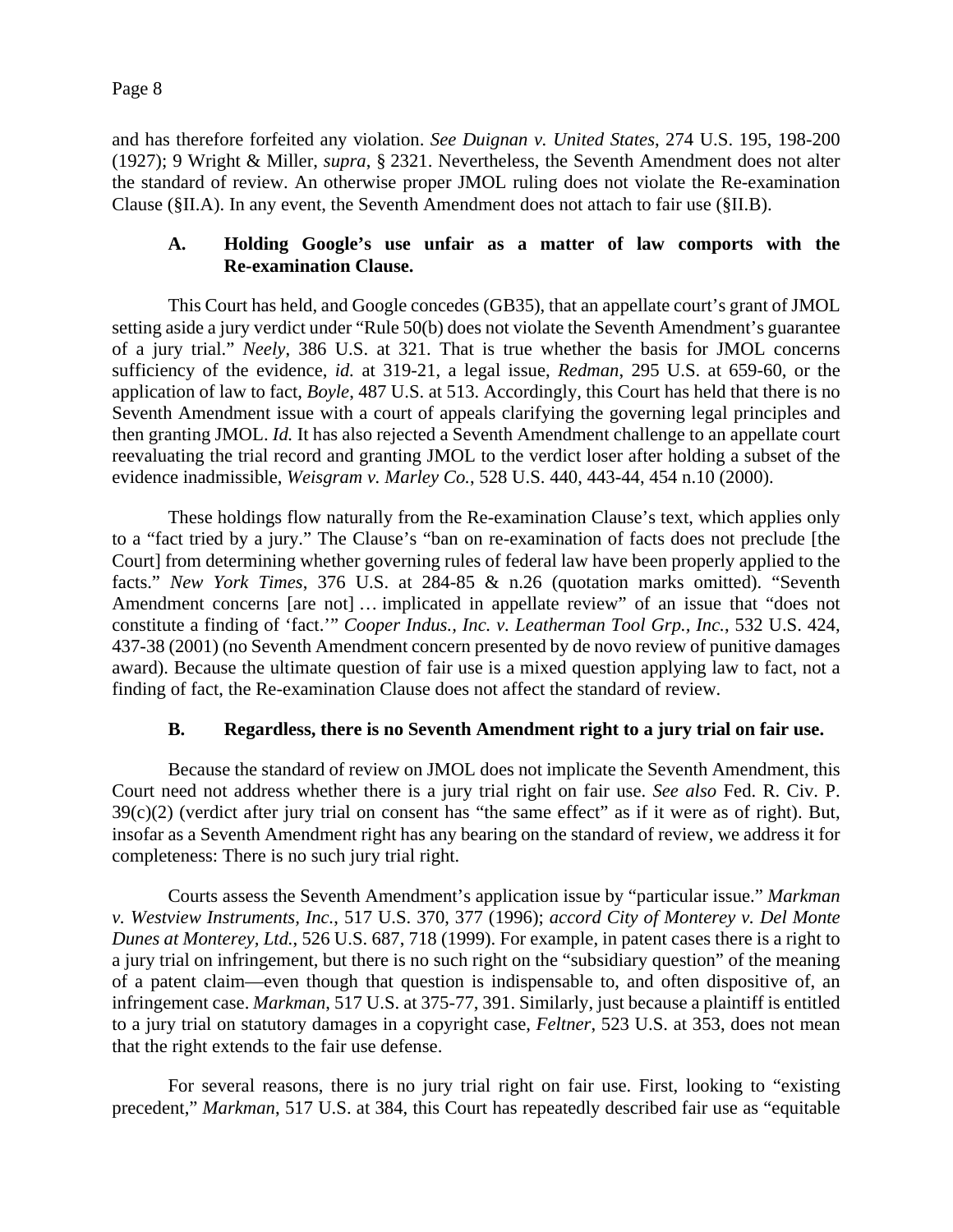and has therefore forfeited any violation. *See Duignan v. United States*, 274 U.S. 195, 198-200 (1927); 9 Wright & Miller, *supra*, § 2321. Nevertheless, the Seventh Amendment does not alter the standard of review. An otherwise proper JMOL ruling does not violate the Re-examination Clause (§II.A). In any event, the Seventh Amendment does not attach to fair use (§II.B).

### A. Holding Google's use unfair as a matter of law comports with the Re-examination Clause.

This Court has held, and Google concedes (GB35), that an appellate court's grant of JMOL setting aside a jury verdict under "Rule 50(b) does not violate the Seventh Amendment's guarantee of a jury trial." *Neely*, 386 U.S. at 321. That is true whether the basis for JMOL concerns sufficiency of the evidence, *id.* at 319-21, a legal issue, *Redman*, 295 U.S. at 659-60, or the application of law to fact, *Boyle*, 487 U.S. at 513. Accordingly, this Court has held that there is no Seventh Amendment issue with a court of appeals clarifying the governing legal principles and then granting JMOL. *Id.* It has also rejected a Seventh Amendment challenge to an appellate court reevaluating the trial record and granting JMOL to the verdict loser after holding a subset of the evidence inadmissible, *Weisgram v. Marley Co.*, 528 U.S. 440, 443-44, 454 n.10 (2000).

These holdings flow naturally from the Re-examination Clause's text, which applies only to a "fact tried by a jury." The Clause's "ban on re-examination of facts does not preclude [the Court] from determining whether governing rules of federal law have been properly applied to the facts." *New York Times*, 376 U.S. at 284-85 & n.26 (quotation marks omitted). "Seventh Amendment concerns [are not] … implicated in appellate review" of an issue that "does not constitute a finding of 'fact.'" *Cooper Indus., Inc. v. Leatherman Tool Grp., Inc.*, 532 U.S. 424, 437-38 (2001) (no Seventh Amendment concern presented by de novo review of punitive damages award). Because the ultimate question of fair use is a mixed question applying law to fact, not a finding of fact, the Re-examination Clause does not affect the standard of review.

### B. Regardless, there is no Seventh Amendment right to a jury trial on fair use.

Because the standard of review on JMOL does not implicate the Seventh Amendment, this Court need not address whether there is a jury trial right on fair use. *See also* Fed. R. Civ. P. 39(c)(2) (verdict after jury trial on consent has "the same effect" as if it were as of right). But, insofar as a Seventh Amendment right has any bearing on the standard of review, we address it for completeness: There is no such jury trial right.

Courts assess the Seventh Amendment's application issue by "particular issue." *Markman v. Westview Instruments, Inc.*, 517 U.S. 370, 377 (1996); *accord City of Monterey v. Del Monte Dunes at Monterey, Ltd.*, 526 U.S. 687, 718 (1999). For example, in patent cases there is a right to a jury trial on infringement, but there is no such right on the "subsidiary question" of the meaning of a patent claim—even though that question is indispensable to, and often dispositive of, an infringement case. *Markman*, 517 U.S. at 375-77, 391. Similarly, just because a plaintiff is entitled to a jury trial on statutory damages in a copyright case, *Feltner*, 523 U.S. at 353, does not mean that the right extends to the fair use defense.

For several reasons, there is no jury trial right on fair use. First, looking to "existing precedent," *Markman*, 517 U.S. at 384, this Court has repeatedly described fair use as "equitable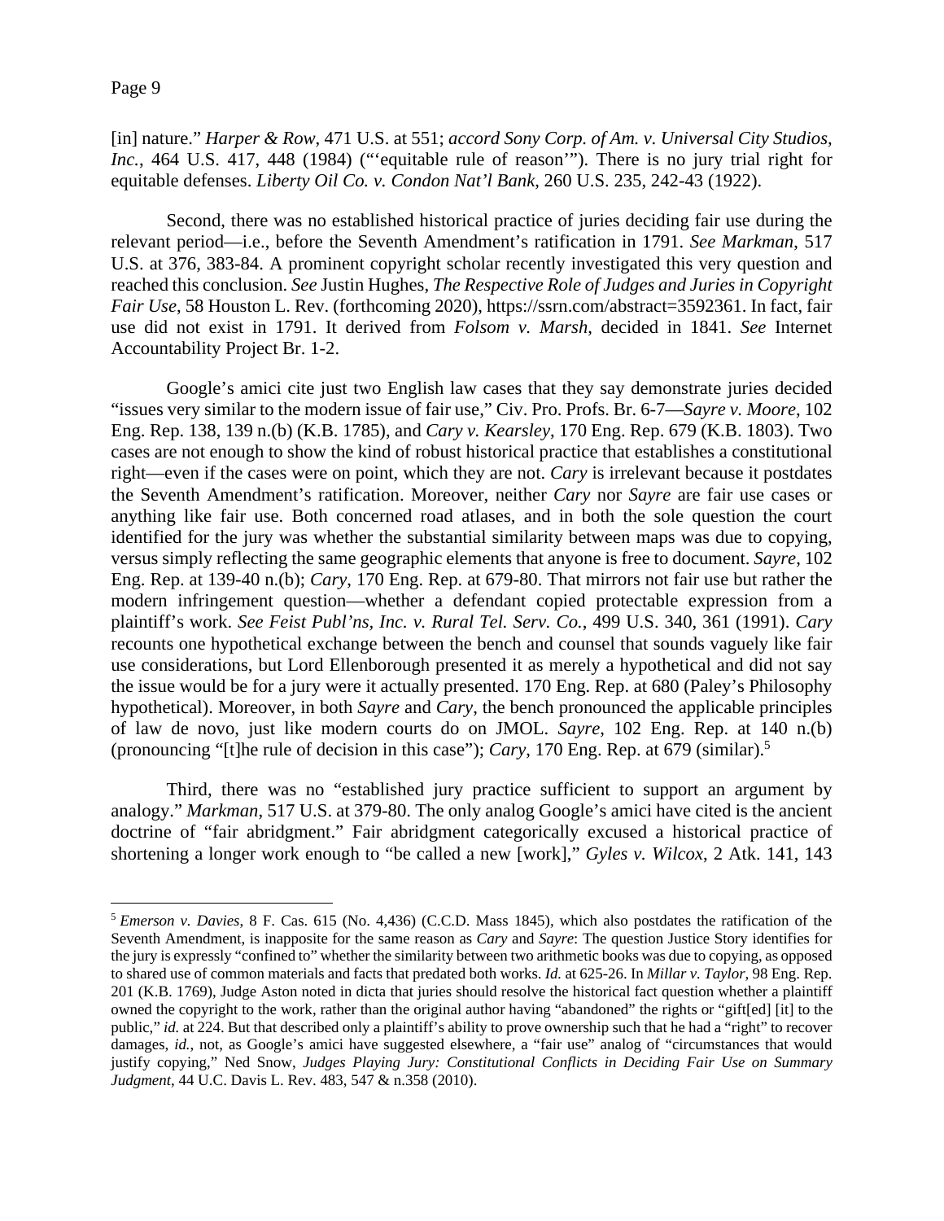[in] nature." *Harper & Row*, 471 U.S. at 551; *accord Sony Corp. of Am. v. Universal City Studios, Inc.*, 464 U.S. 417, 448 (1984) ("'equitable rule of reason'"). There is no jury trial right for equitable defenses. *Liberty Oil Co. v. Condon Nat'l Bank*, 260 U.S. 235, 242-43 (1922).

Second, there was no established historical practice of juries deciding fair use during the relevant period—i.e., before the Seventh Amendment's ratification in 1791. *See Markman*, 517 U.S. at 376, 383-84. A prominent copyright scholar recently investigated this very question and reached this conclusion. *See* Justin Hughes, *The Respective Role of Judges and Juries in Copyright Fair Use*, 58 Houston L. Rev. (forthcoming 2020), https://ssrn.com/abstract=3592361. In fact, fair use did not exist in 1791. It derived from *Folsom v. Marsh*, decided in 1841. *See* Internet Accountability Project Br. 1-2.

Google's amici cite just two English law cases that they say demonstrate juries decided "issues very similar to the modern issue of fair use," Civ. Pro. Profs. Br. 6-7—*Sayre v. Moore*, 102 Eng. Rep. 138, 139 n.(b) (K.B. 1785), and *Cary v. Kearsley*, 170 Eng. Rep. 679 (K.B. 1803). Two cases are not enough to show the kind of robust historical practice that establishes a constitutional right—even if the cases were on point, which they are not. *Cary* is irrelevant because it postdates the Seventh Amendment's ratification. Moreover, neither *Cary* nor *Sayre* are fair use cases or anything like fair use. Both concerned road atlases, and in both the sole question the court identified for the jury was whether the substantial similarity between maps was due to copying, versus simply reflecting the same geographic elements that anyone is free to document. *Sayre*, 102 Eng. Rep. at 139-40 n.(b); *Cary*, 170 Eng. Rep. at 679-80. That mirrors not fair use but rather the modern infringement question—whether a defendant copied protectable expression from a plaintiff's work. *See Feist Publ'ns, Inc. v. Rural Tel. Serv. Co.*, 499 U.S. 340, 361 (1991). *Cary* recounts one hypothetical exchange between the bench and counsel that sounds vaguely like fair use considerations, but Lord Ellenborough presented it as merely a hypothetical and did not say the issue would be for a jury were it actually presented. 170 Eng. Rep. at 680 (Paley's Philosophy hypothetical). Moreover, in both *Sayre* and *Cary*, the bench pronounced the applicable principles of law de novo, just like modern courts do on JMOL. *Sayre*, 102 Eng. Rep. at 140 n.(b) (pronouncing "[t]he rule of decision in this case"); *Cary*, 170 Eng. Rep. at 679 (similar).[5]

Third, there was no "established jury practice sufficient to support an argument by analogy." *Markman*, 517 U.S. at 379-80. The only analog Google's amici have cited is the ancient doctrine of "fair abridgment." Fair abridgment categorically excused a historical practice of shortening a longer work enough to "be called a new [work]," *Gyles v. Wilcox*, 2 Atk. 141, 143

[5] *Emerson v. Davies*, 8 F. Cas. 615 (No. 4,436) (C.C.D. Mass 1845), which also postdates the ratification of the Seventh Amendment, is inapposite for the same reason as *Cary* and *Sayre*: The question Justice Story identifies for the jury is expressly "confined to" whether the similarity between two arithmetic books was due to copying, as opposed to shared use of common materials and facts that predated both works. *Id.* at 625-26. In *Millar v. Taylor*, 98 Eng. Rep. 201 (K.B. 1769), Judge Aston noted in dicta that juries should resolve the historical fact question whether a plaintiff owned the copyright to the work, rather than the original author having "abandoned" the rights or "gift[ed] [it] to the public," *id.* at 224. But that described only a plaintiff's ability to prove ownership such that he had a "right" to recover damages, *id.*, not, as Google's amici have suggested elsewhere, a "fair use" analog of "circumstances that would justify copying," Ned Snow, *Judges Playing Jury: Constitutional Conflicts in Deciding Fair Use on Summary Judgment*, 44 U.C. Davis L. Rev. 483, 547 & n.358 (2010).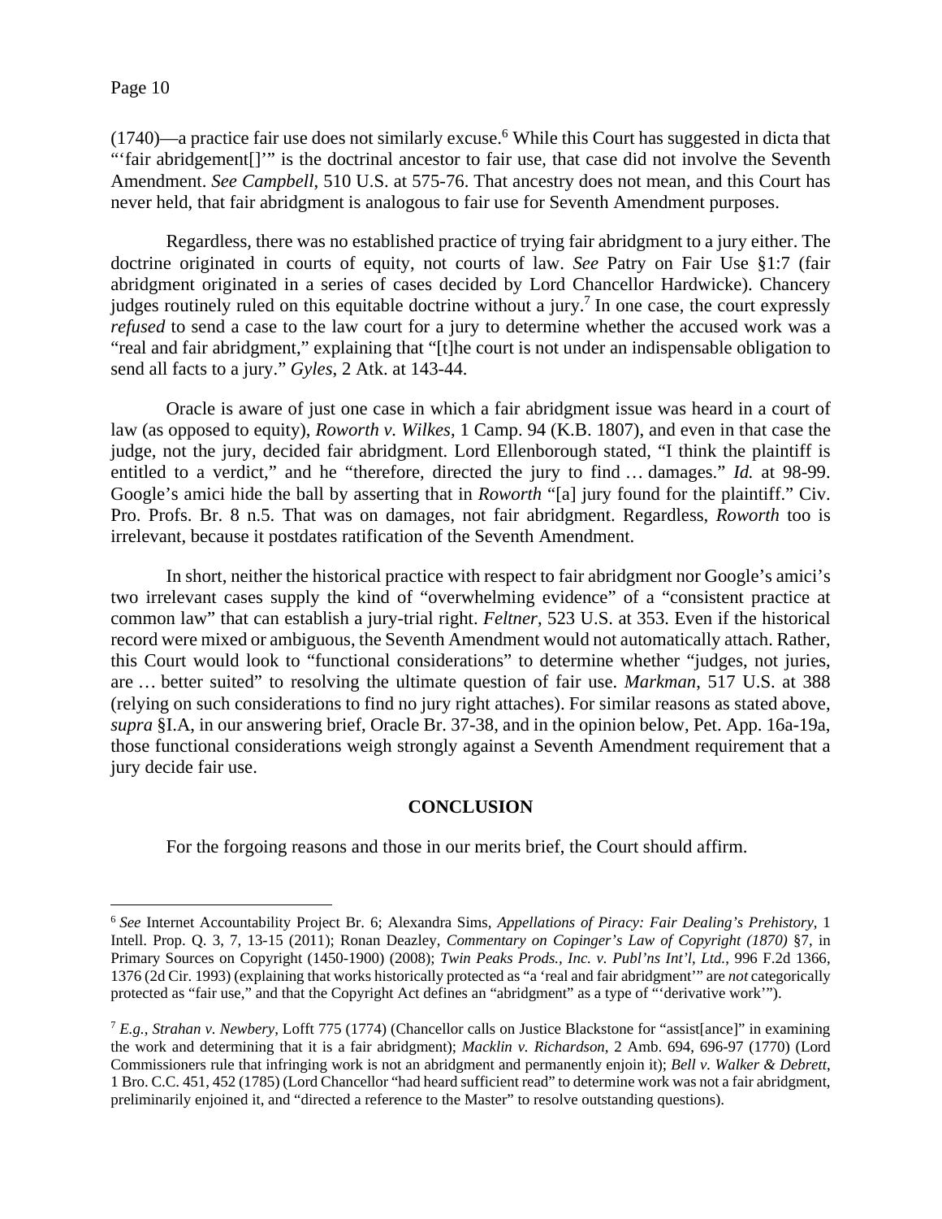(1740)—a practice fair use does not similarly excuse.[6] While this Court has suggested in dicta that "'fair abridgement[]'" is the doctrinal ancestor to fair use, that case did not involve the Seventh Amendment. *See Campbell*, 510 U.S. at 575-76. That ancestry does not mean, and this Court has never held, that fair abridgment is analogous to fair use for Seventh Amendment purposes.

Regardless, there was no established practice of trying fair abridgment to a jury either. The doctrine originated in courts of equity, not courts of law. *See* Patry on Fair Use §1:7 (fair abridgment originated in a series of cases decided by Lord Chancellor Hardwicke). Chancery judges routinely ruled on this equitable doctrine without a jury.[7] In one case, the court expressly *refused* to send a case to the law court for a jury to determine whether the accused work was a "real and fair abridgment," explaining that "[t]he court is not under an indispensable obligation to send all facts to a jury." *Gyles*, 2 Atk. at 143-44.

Oracle is aware of just one case in which a fair abridgment issue was heard in a court of law (as opposed to equity), *Roworth v. Wilkes*, 1 Camp. 94 (K.B. 1807), and even in that case the judge, not the jury, decided fair abridgment. Lord Ellenborough stated, "I think the plaintiff is entitled to a verdict," and he "therefore, directed the jury to find … damages." *Id.* at 98-99. Google's amici hide the ball by asserting that in *Roworth* "[a] jury found for the plaintiff." Civ. Pro. Profs. Br. 8 n.5. That was on damages, not fair abridgment. Regardless, *Roworth* too is irrelevant, because it postdates ratification of the Seventh Amendment.

In short, neither the historical practice with respect to fair abridgment nor Google's amici's two irrelevant cases supply the kind of "overwhelming evidence" of a "consistent practice at common law" that can establish a jury-trial right. *Feltner*, 523 U.S. at 353. Even if the historical record were mixed or ambiguous, the Seventh Amendment would not automatically attach. Rather, this Court would look to "functional considerations" to determine whether "judges, not juries, are … better suited" to resolving the ultimate question of fair use. *Markman*, 517 U.S. at 388 (relying on such considerations to find no jury right attaches). For similar reasons as stated above, *supra* §I.A, in our answering brief, Oracle Br. 37-38, and in the opinion below, Pet. App. 16a-19a, those functional considerations weigh strongly against a Seventh Amendment requirement that a jury decide fair use.

## CONCLUSION

For the forgoing reasons and those in our merits brief, the Court should affirm.

---

[6] *See* Internet Accountability Project Br. 6; Alexandra Sims, *Appellations of Piracy: Fair Dealing's Prehistory*, 1 Intell. Prop. Q. 3, 7, 13-15 (2011); Ronan Deazley, *Commentary on Copinger's Law of Copyright (1870)* §7, in Primary Sources on Copyright (1450-1900) (2008); *Twin Peaks Prods., Inc. v. Publ'ns Int'l, Ltd.*, 996 F.2d 1366, 1376 (2d Cir. 1993) (explaining that works historically protected as "a 'real and fair abridgment'" are *not* categorically protected as "fair use," and that the Copyright Act defines an "abridgment" as a type of "'derivative work'").

[7] *E.g.*, *Strahan v. Newbery*, Lofft 775 (1774) (Chancellor calls on Justice Blackstone for "assist[ance]" in examining the work and determining that it is a fair abridgment); *Macklin v. Richardson*, 2 Amb. 694, 696-97 (1770) (Lord Commissioners rule that infringing work is not an abridgment and permanently enjoin it); *Bell v. Walker & Debrett*, 1 Bro. C.C. 451, 452 (1785) (Lord Chancellor "had heard sufficient read" to determine work was not a fair abridgment, preliminarily enjoined it, and "directed a reference to the Master" to resolve outstanding questions).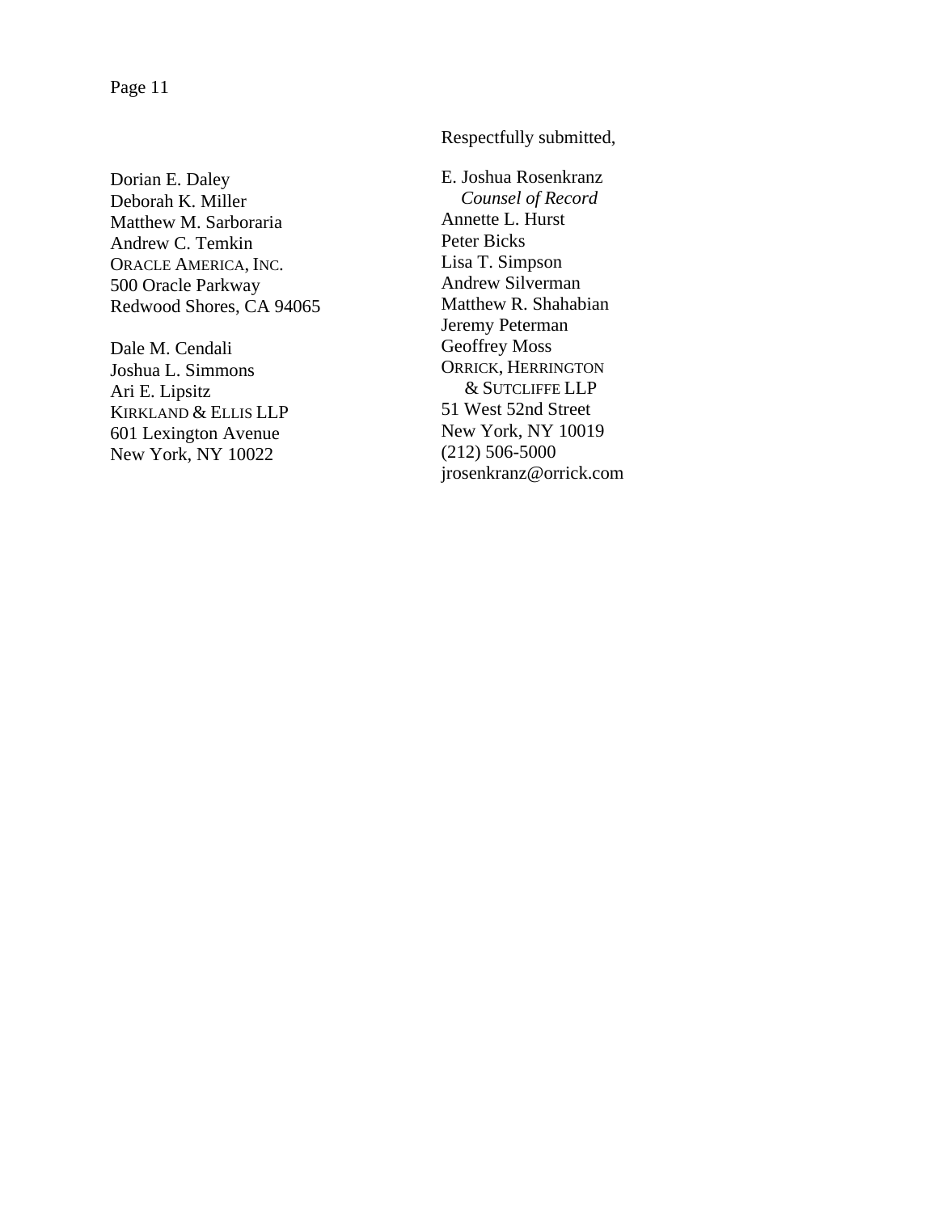Respectfully submitted,

E. Joshua Rosenkranz
*Counsel of Record*
Annette L. Hurst
Peter Bicks
Lisa T. Simpson
Andrew Silverman
Matthew R. Shahabian
Jeremy Peterman
Geoffrey Moss
ORRICK, HERRINGTON & SUTCLIFFE LLP
51 West 52nd Street
New York, NY 10019
(212) 506-5000
jrosenkranz@orrick.com

Dorian E. Daley
Deborah K. Miller
Matthew M. Sarboraria
Andrew C. Temkin
ORACLE AMERICA, INC.
500 Oracle Parkway
Redwood Shores, CA 94065

Dale M. Cendali
Joshua L. Simmons
Ari E. Lipsitz
KIRKLAND & ELLIS LLP
601 Lexington Avenue
New York, NY 10022